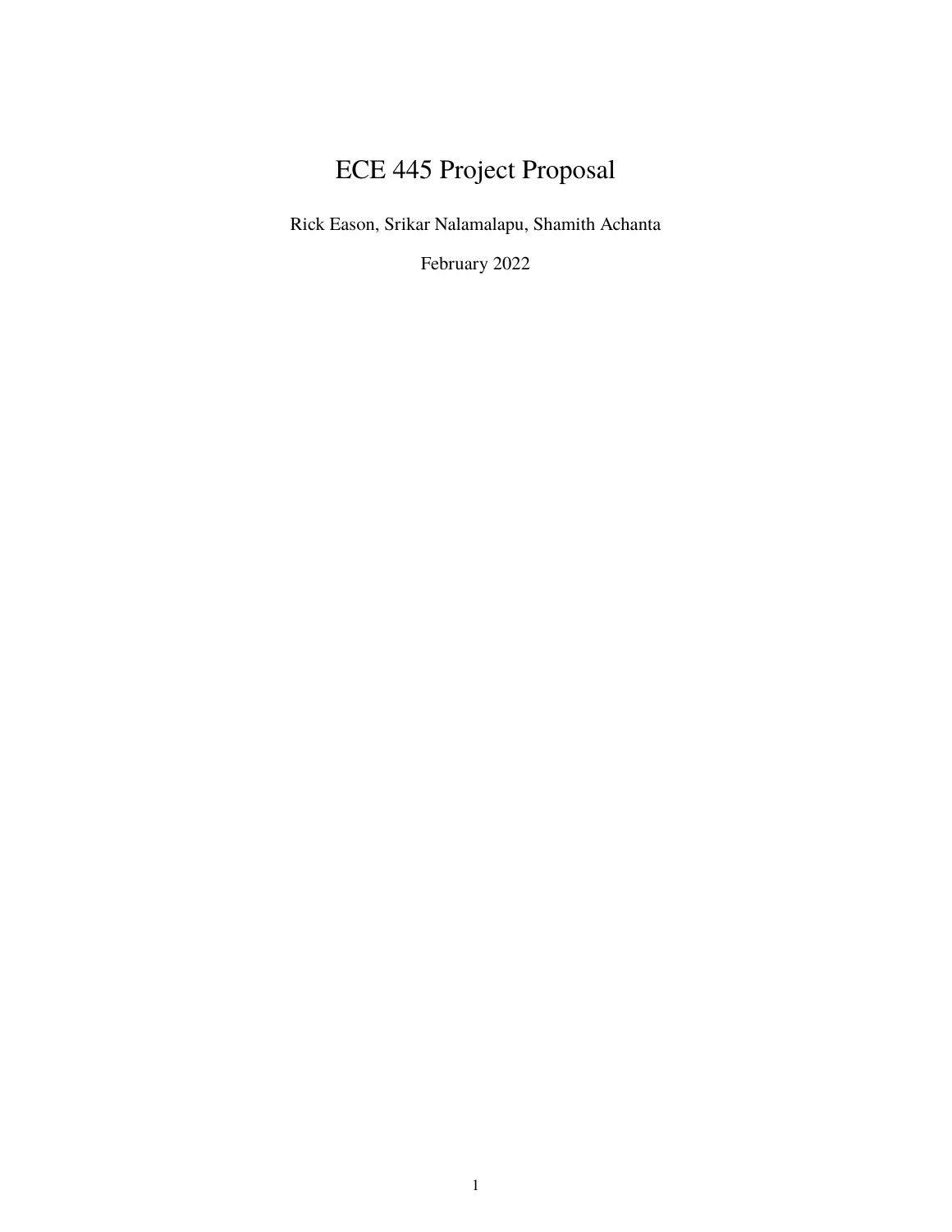# ECE 445 Project Proposal

Rick Eason, Srikar Nalamalapu, Shamith Achanta

February 2022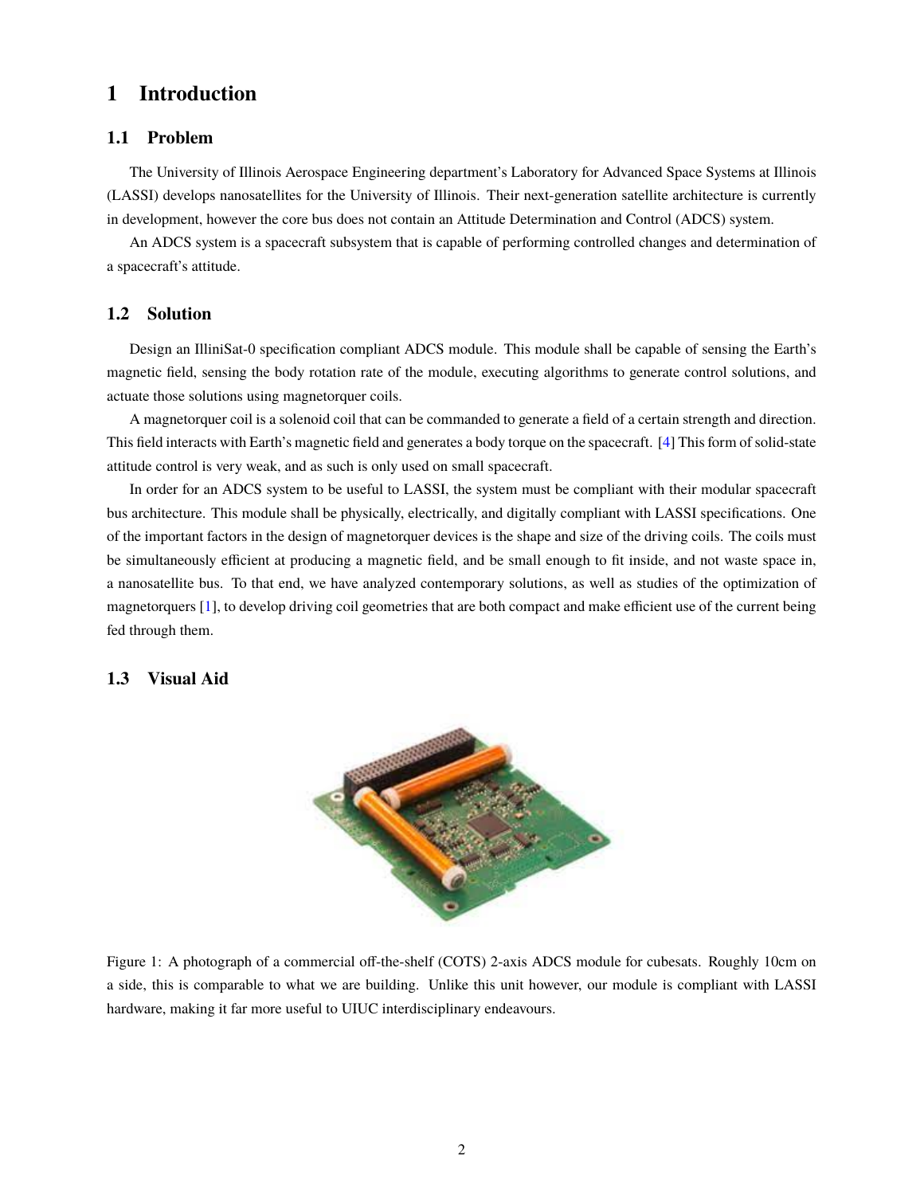# 1 Introduction

## 1.1 Problem

The University of Illinois Aerospace Engineering department's Laboratory for Advanced Space Systems at Illinois (LASSI) develops nanosatellites for the University of Illinois. Their next-generation satellite architecture is currently in development, however the core bus does not contain an Attitude Determination and Control (ADCS) system.

An ADCS system is a spacecraft subsystem that is capable of performing controlled changes and determination of a spacecraft's attitude.

## 1.2 Solution

Design an IlliniSat-0 specification compliant ADCS module. This module shall be capable of sensing the Earth's magnetic field, sensing the body rotation rate of the module, executing algorithms to generate control solutions, and actuate those solutions using magnetorquer coils.

A magnetorquer coil is a solenoid coil that can be commanded to generate a field of a certain strength and direction. This field interacts with Earth's magnetic field and generates a body torque on the spacecraft. [4] This form of solid-state attitude control is very weak, and as such is only used on small spacecraft.

In order for an ADCS system to be useful to LASSI, the system must be compliant with their modular spacecraft bus architecture. This module shall be physically, electrically, and digitally compliant with LASSI specifications. One of the important factors in the design of magnetorquer devices is the shape and size of the driving coils. The coils must be simultaneously efficient at producing a magnetic field, and be small enough to fit inside, and not waste space in, a nanosatellite bus. To that end, we have analyzed contemporary solutions, as well as studies of the optimization of magnetorquers [1], to develop driving coil geometries that are both compact and make efficient use of the current being fed through them.

## 1.3 Visual Aid

Figure 1: A photograph of a commercial off-the-shelf (COTS) 2-axis ADCS module for cubesats. Roughly 10cm on a side, this is comparable to what we are building. Unlike this unit however, our module is compliant with LASSI hardware, making it far more useful to UIUC interdisciplinary endeavours.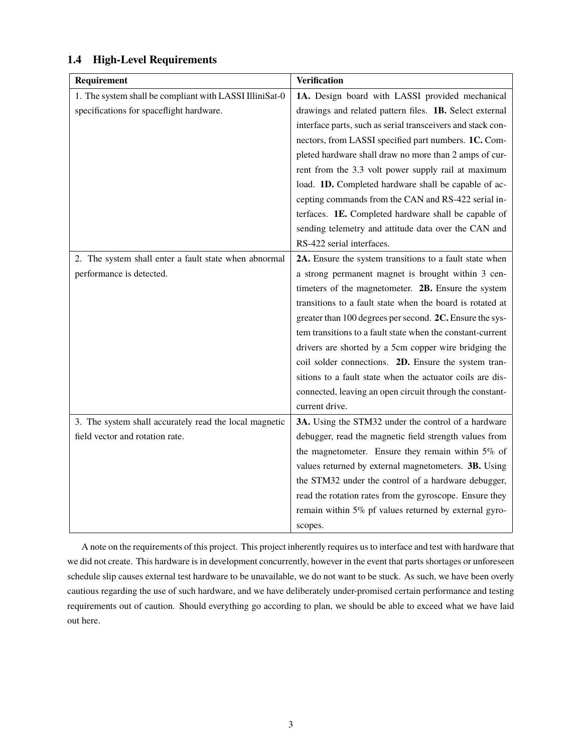### 1.4 High-Level Requirements

| Requirement | Verification |
|---|---|
| 1. The system shall be compliant with LASSI IlliniSat-0 specifications for spaceflight hardware. | **1A.** Design board with LASSI provided mechanical drawings and related pattern files. **1B.** Select external interface parts, such as serial transceivers and stack connectors, from LASSI specified part numbers. **1C.** Completed hardware shall draw no more than 2 amps of current from the 3.3 volt power supply rail at maximum load. **1D.** Completed hardware shall be capable of accepting commands from the CAN and RS-422 serial interfaces. **1E.** Completed hardware shall be capable of sending telemetry and attitude data over the CAN and RS-422 serial interfaces. |
| 2. The system shall enter a fault state when abnormal performance is detected. | **2A.** Ensure the system transitions to a fault state when a strong permanent magnet is brought within 3 centimeters of the magnetometer. **2B.** Ensure the system transitions to a fault state when the board is rotated at greater than 100 degrees per second. **2C.** Ensure the system transitions to a fault state when the constant-current drivers are shorted by a 5cm copper wire bridging the coil solder connections. **2D.** Ensure the system transitions to a fault state when the actuator coils are disconnected, leaving an open circuit through the constant-current drive. |
| 3. The system shall accurately read the local magnetic field vector and rotation rate. | **3A.** Using the STM32 under the control of a hardware debugger, read the magnetic field strength values from the magnetometer. Ensure they remain within 5% of values returned by external magnetometers. **3B.** Using the STM32 under the control of a hardware debugger, read the rotation rates from the gyroscope. Ensure they remain within 5% pf values returned by external gyroscopes. |

A note on the requirements of this project. This project inherently requires us to interface and test with hardware that we did not create. This hardware is in development concurrently, however in the event that parts shortages or unforeseen schedule slip causes external test hardware to be unavailable, we do not want to be stuck. As such, we have been overly cautious regarding the use of such hardware, and we have deliberately under-promised certain performance and testing requirements out of caution. Should everything go according to plan, we should be able to exceed what we have laid out here.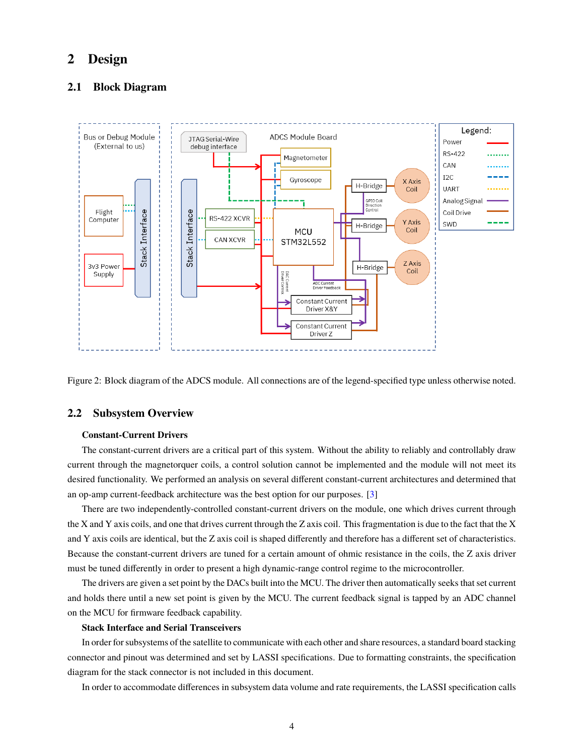## 2 Design

### 2.1 Block Diagram

Figure 2: Block diagram of the ADCS module. All connections are of the legend-specified type unless otherwise noted.

### 2.2 Subsystem Overview

**Constant-Current Drivers**

The constant-current drivers are a critical part of this system. Without the ability to reliably and controllably draw current through the magnetorquer coils, a control solution cannot be implemented and the module will not meet its desired functionality. We performed an analysis on several different constant-current architectures and determined that an op-amp current-feedback architecture was the best option for our purposes. [3]

There are two independently-controlled constant-current drivers on the module, one which drives current through the X and Y axis coils, and one that drives current through the Z axis coil. This fragmentation is due to the fact that the X and Y axis coils are identical, but the Z axis coil is shaped differently and therefore has a different set of characteristics. Because the constant-current drivers are tuned for a certain amount of ohmic resistance in the coils, the Z axis driver must be tuned differently in order to present a high dynamic-range control regime to the microcontroller.

The drivers are given a set point by the DACs built into the MCU. The driver then automatically seeks that set current and holds there until a new set point is given by the MCU. The current feedback signal is tapped by an ADC channel on the MCU for firmware feedback capability.

**Stack Interface and Serial Transceivers**

In order for subsystems of the satellite to communicate with each other and share resources, a standard board stacking connector and pinout was determined and set by LASSI specifications. Due to formatting constraints, the specification diagram for the stack connector is not included in this document.

In order to accommodate differences in subsystem data volume and rate requirements, the LASSI specification calls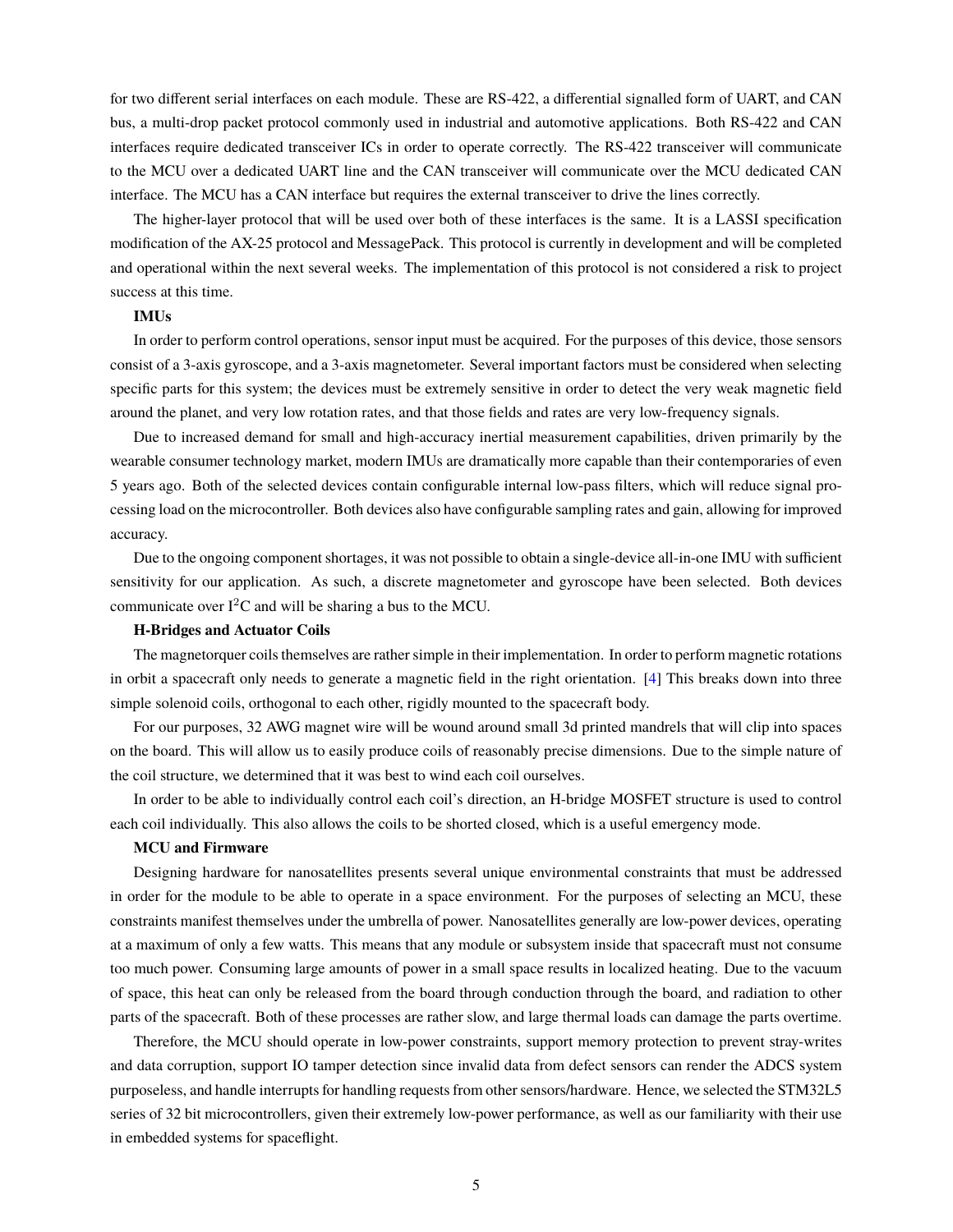for two different serial interfaces on each module. These are RS-422, a differential signalled form of UART, and CAN bus, a multi-drop packet protocol commonly used in industrial and automotive applications. Both RS-422 and CAN interfaces require dedicated transceiver ICs in order to operate correctly. The RS-422 transceiver will communicate to the MCU over a dedicated UART line and the CAN transceiver will communicate over the MCU dedicated CAN interface. The MCU has a CAN interface but requires the external transceiver to drive the lines correctly.

The higher-layer protocol that will be used over both of these interfaces is the same. It is a LASSI specification modification of the AX-25 protocol and MessagePack. This protocol is currently in development and will be completed and operational within the next several weeks. The implementation of this protocol is not considered a risk to project success at this time.

**IMUs**

In order to perform control operations, sensor input must be acquired. For the purposes of this device, those sensors consist of a 3-axis gyroscope, and a 3-axis magnetometer. Several important factors must be considered when selecting specific parts for this system; the devices must be extremely sensitive in order to detect the very weak magnetic field around the planet, and very low rotation rates, and that those fields and rates are very low-frequency signals.

Due to increased demand for small and high-accuracy inertial measurement capabilities, driven primarily by the wearable consumer technology market, modern IMUs are dramatically more capable than their contemporaries of even 5 years ago. Both of the selected devices contain configurable internal low-pass filters, which will reduce signal processing load on the microcontroller. Both devices also have configurable sampling rates and gain, allowing for improved accuracy.

Due to the ongoing component shortages, it was not possible to obtain a single-device all-in-one IMU with sufficient sensitivity for our application. As such, a discrete magnetometer and gyroscope have been selected. Both devices communicate over $I^2C$ and will be sharing a bus to the MCU.

**H-Bridges and Actuator Coils**

The magnetorquer coils themselves are rather simple in their implementation. In order to perform magnetic rotations in orbit a spacecraft only needs to generate a magnetic field in the right orientation. [4] This breaks down into three simple solenoid coils, orthogonal to each other, rigidly mounted to the spacecraft body.

For our purposes, 32 AWG magnet wire will be wound around small 3d printed mandrels that will clip into spaces on the board. This will allow us to easily produce coils of reasonably precise dimensions. Due to the simple nature of the coil structure, we determined that it was best to wind each coil ourselves.

In order to be able to individually control each coil's direction, an H-bridge MOSFET structure is used to control each coil individually. This also allows the coils to be shorted closed, which is a useful emergency mode.

**MCU and Firmware**

Designing hardware for nanosatellites presents several unique environmental constraints that must be addressed in order for the module to be able to operate in a space environment. For the purposes of selecting an MCU, these constraints manifest themselves under the umbrella of power. Nanosatellites generally are low-power devices, operating at a maximum of only a few watts. This means that any module or subsystem inside that spacecraft must not consume too much power. Consuming large amounts of power in a small space results in localized heating. Due to the vacuum of space, this heat can only be released from the board through conduction through the board, and radiation to other parts of the spacecraft. Both of these processes are rather slow, and large thermal loads can damage the parts overtime.

Therefore, the MCU should operate in low-power constraints, support memory protection to prevent stray-writes and data corruption, support IO tamper detection since invalid data from defect sensors can render the ADCS system purposeless, and handle interrupts for handling requests from other sensors/hardware. Hence, we selected the STM32L5 series of 32 bit microcontrollers, given their extremely low-power performance, as well as our familiarity with their use in embedded systems for spaceflight.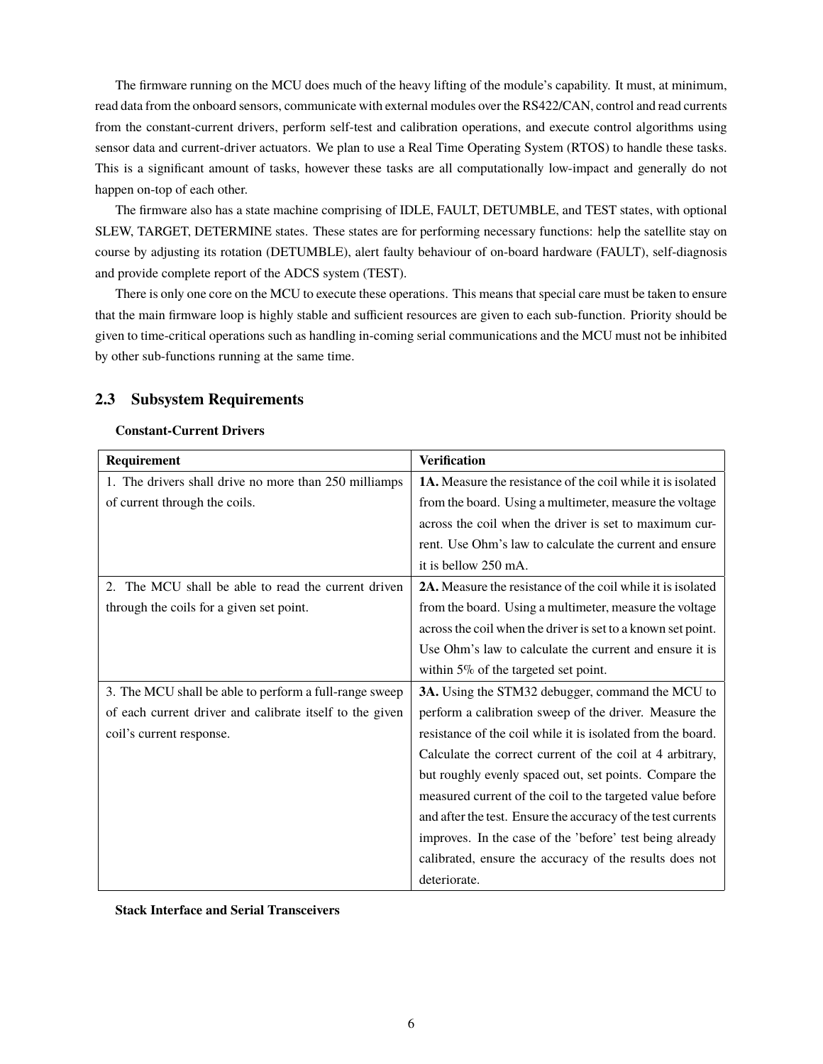The firmware running on the MCU does much of the heavy lifting of the module's capability. It must, at minimum, read data from the onboard sensors, communicate with external modules over the RS422/CAN, control and read currents from the constant-current drivers, perform self-test and calibration operations, and execute control algorithms using sensor data and current-driver actuators. We plan to use a Real Time Operating System (RTOS) to handle these tasks. This is a significant amount of tasks, however these tasks are all computationally low-impact and generally do not happen on-top of each other.

The firmware also has a state machine comprising of IDLE, FAULT, DETUMBLE, and TEST states, with optional SLEW, TARGET, DETERMINE states. These states are for performing necessary functions: help the satellite stay on course by adjusting its rotation (DETUMBLE), alert faulty behaviour of on-board hardware (FAULT), self-diagnosis and provide complete report of the ADCS system (TEST).

There is only one core on the MCU to execute these operations. This means that special care must be taken to ensure that the main firmware loop is highly stable and sufficient resources are given to each sub-function. Priority should be given to time-critical operations such as handling in-coming serial communications and the MCU must not be inhibited by other sub-functions running at the same time.

## 2.3 Subsystem Requirements

**Constant-Current Drivers**

| **Requirement** | **Verification** |
|---|---|
| 1. The drivers shall drive no more than 250 milliamps of current through the coils. | **1A.** Measure the resistance of the coil while it is isolated from the board. Using a multimeter, measure the voltage across the coil when the driver is set to maximum current. Use Ohm's law to calculate the current and ensure it is bellow 250 mA. |
| 2. The MCU shall be able to read the current driven through the coils for a given set point. | **2A.** Measure the resistance of the coil while it is isolated from the board. Using a multimeter, measure the voltage across the coil when the driver is set to a known set point. Use Ohm's law to calculate the current and ensure it is within 5% of the targeted set point. |
| 3. The MCU shall be able to perform a full-range sweep of each current driver and calibrate itself to the given coil's current response. | **3A.** Using the STM32 debugger, command the MCU to perform a calibration sweep of the driver. Measure the resistance of the coil while it is isolated from the board. Calculate the correct current of the coil at 4 arbitrary, but roughly evenly spaced out, set points. Compare the measured current of the coil to the targeted value before and after the test. Ensure the accuracy of the test currents improves. In the case of the 'before' test being already calibrated, ensure the accuracy of the results does not deteriorate. |

**Stack Interface and Serial Transceivers**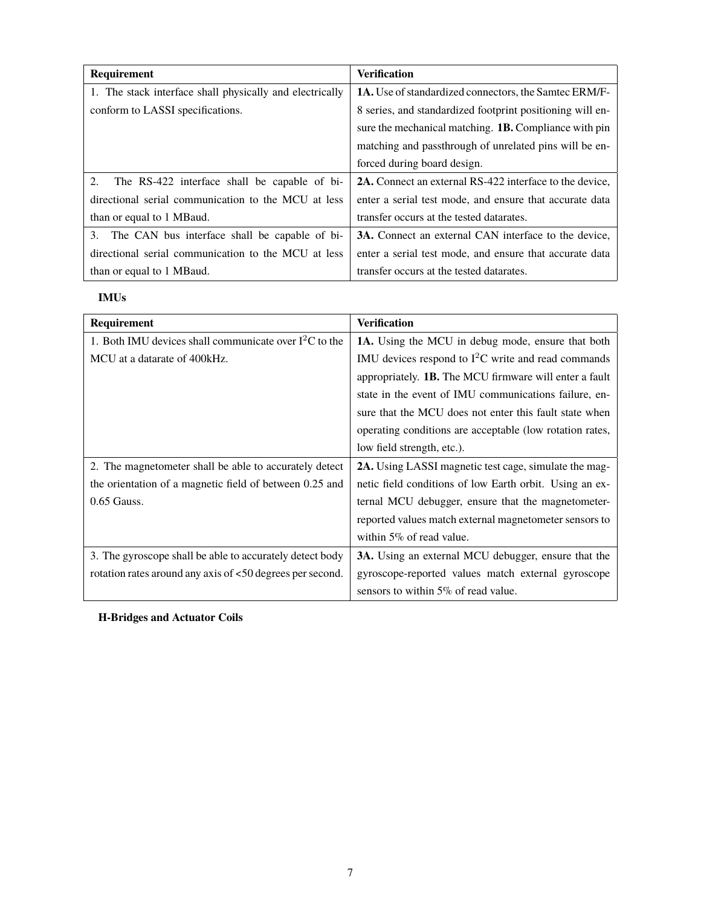| Requirement | Verification |
| --- | --- |
| 1. The stack interface shall physically and electrically conform to LASSI specifications. | **1A.** Use of standardized connectors, the Samtec ERM/F-8 series, and standardized footprint positioning will ensure the mechanical matching. **1B.** Compliance with pin matching and passthrough of unrelated pins will be enforced during board design. |
| 2. The RS-422 interface shall be capable of bi-directional serial communication to the MCU at less than or equal to 1 MBaud. | **2A.** Connect an external RS-422 interface to the device, enter a serial test mode, and ensure that accurate data transfer occurs at the tested datarates. |
| 3. The CAN bus interface shall be capable of bi-directional serial communication to the MCU at less than or equal to 1 MBaud. | **3A.** Connect an external CAN interface to the device, enter a serial test mode, and ensure that accurate data transfer occurs at the tested datarates. |

**IMUs**

| Requirement | Verification |
| --- | --- |
| 1. Both IMU devices shall communicate over $I^2C$ to the MCU at a datarate of 400kHz. | **1A.** Using the MCU in debug mode, ensure that both IMU devices respond to $I^2C$ write and read commands appropriately. **1B.** The MCU firmware will enter a fault state in the event of IMU communications failure, ensure that the MCU does not enter this fault state when operating conditions are acceptable (low rotation rates, low field strength, etc.). |
| 2. The magnetometer shall be able to accurately detect the orientation of a magnetic field of between 0.25 and 0.65 Gauss. | **2A.** Using LASSI magnetic test cage, simulate the magnetic field conditions of low Earth orbit. Using an external MCU debugger, ensure that the magnetometer-reported values match external magnetometer sensors to within 5% of read value. |
| 3. The gyroscope shall be able to accurately detect body rotation rates around any axis of <50 degrees per second. | **3A.** Using an external MCU debugger, ensure that the gyroscope-reported values match external gyroscope sensors to within 5% of read value. |

**H-Bridges and Actuator Coils**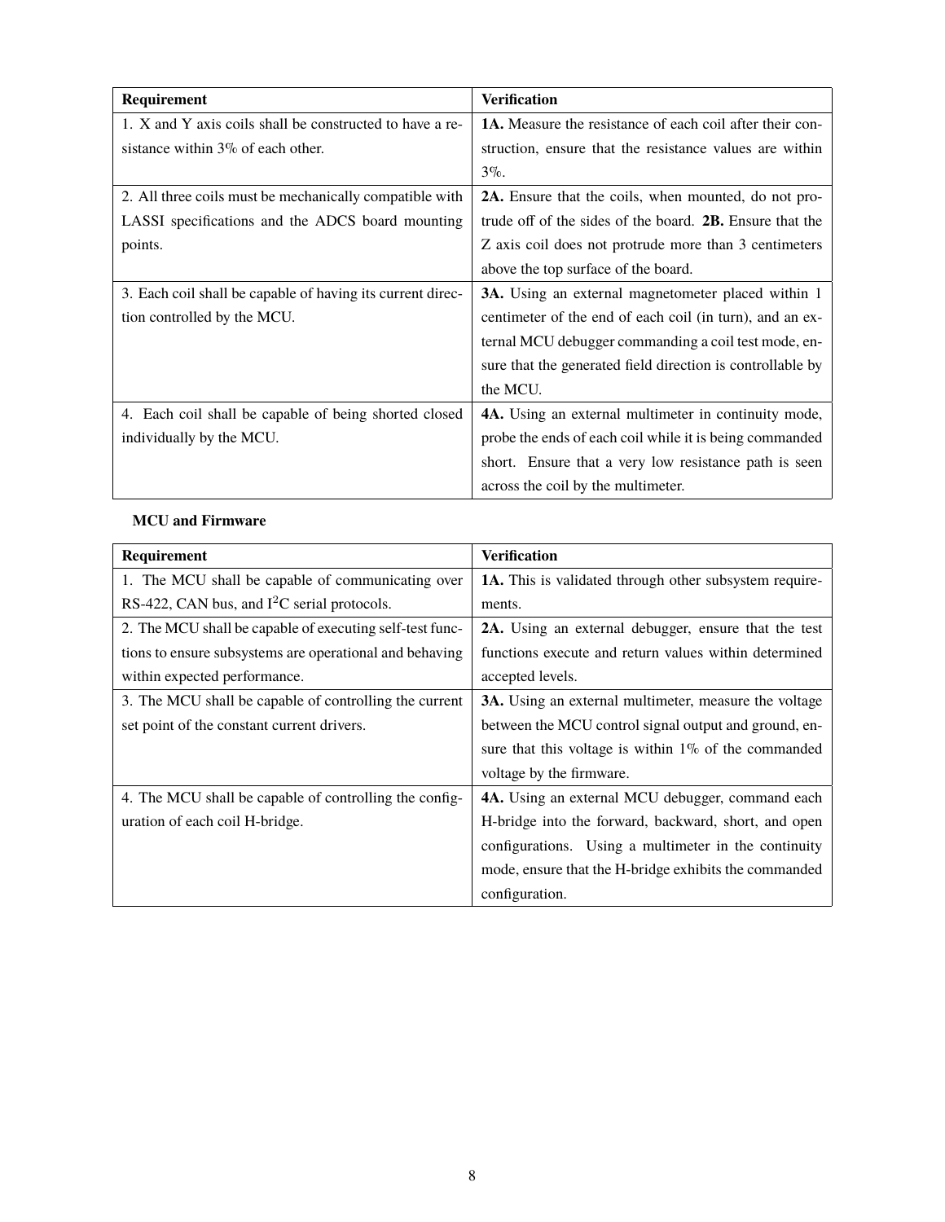| Requirement | Verification |
| --- | --- |
| 1. X and Y axis coils shall be constructed to have a resistance within 3% of each other. | **1A.** Measure the resistance of each coil after their construction, ensure that the resistance values are within 3%. |
| 2. All three coils must be mechanically compatible with LASSI specifications and the ADCS board mounting points. | **2A.** Ensure that the coils, when mounted, do not protrude off of the sides of the board. **2B.** Ensure that the Z axis coil does not protrude more than 3 centimeters above the top surface of the board. |
| 3. Each coil shall be capable of having its current direction controlled by the MCU. | **3A.** Using an external magnetometer placed within 1 centimeter of the end of each coil (in turn), and an external MCU debugger commanding a coil test mode, ensure that the generated field direction is controllable by the MCU. |
| 4. Each coil shall be capable of being shorted closed individually by the MCU. | **4A.** Using an external multimeter in continuity mode, probe the ends of each coil while it is being commanded short. Ensure that a very low resistance path is seen across the coil by the multimeter. |

**MCU and Firmware**

| Requirement | Verification |
| --- | --- |
| 1. The MCU shall be capable of communicating over RS-422, CAN bus, and $I^2C$ serial protocols. | **1A.** This is validated through other subsystem requirements. |
| 2. The MCU shall be capable of executing self-test functions to ensure subsystems are operational and behaving within expected performance. | **2A.** Using an external debugger, ensure that the test functions execute and return values within determined accepted levels. |
| 3. The MCU shall be capable of controlling the current set point of the constant current drivers. | **3A.** Using an external multimeter, measure the voltage between the MCU control signal output and ground, ensure that this voltage is within 1% of the commanded voltage by the firmware. |
| 4. The MCU shall be capable of controlling the configuration of each coil H-bridge. | **4A.** Using an external MCU debugger, command each H-bridge into the forward, backward, short, and open configurations. Using a multimeter in the continuity mode, ensure that the H-bridge exhibits the commanded configuration. |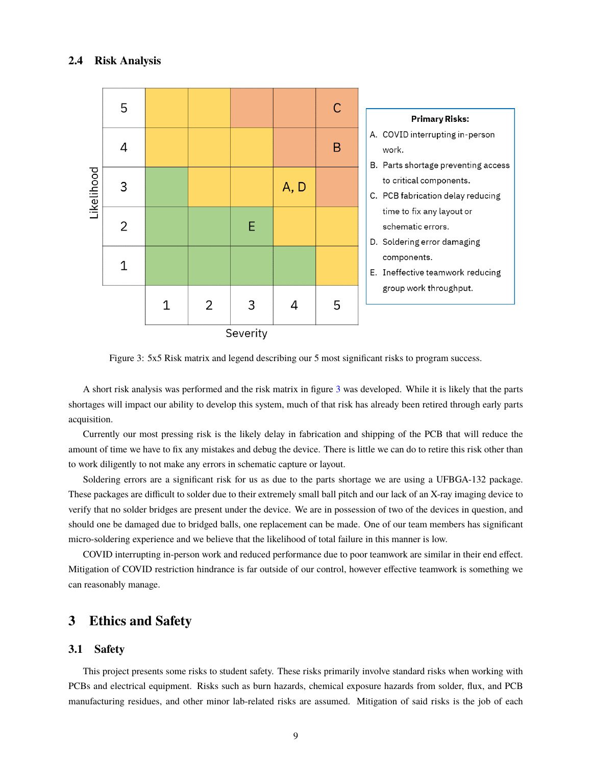### 2.4 Risk Analysis

| Likelihood | | | | | |
|---|---|---|---|---|---|
| 5 | | | | | C |
| 4 | | | | | B |
| 3 | | | | A, D | |
| 2 | | | E | | |
| 1 | | | | | |
| | 1 | 2 | 3 | 4 | 5 |
| | Severity | | | | |

**Primary Risks:**

A. COVID interrupting in-person work.
B. Parts shortage preventing access to critical components.
C. PCB fabrication delay reducing time to fix any layout or schematic errors.
D. Soldering error damaging components.
E. Ineffective teamwork reducing group work throughput.

Figure 3: 5x5 Risk matrix and legend describing our 5 most significant risks to program success.

A short risk analysis was performed and the risk matrix in figure 3 was developed. While it is likely that the parts shortages will impact our ability to develop this system, much of that risk has already been retired through early parts acquisition.

Currently our most pressing risk is the likely delay in fabrication and shipping of the PCB that will reduce the amount of time we have to fix any mistakes and debug the device. There is little we can do to retire this risk other than to work diligently to not make any errors in schematic capture or layout.

Soldering errors are a significant risk for us as due to the parts shortage we are using a UFBGA-132 package. These packages are difficult to solder due to their extremely small ball pitch and our lack of an X-ray imaging device to verify that no solder bridges are present under the device. We are in possession of two of the devices in question, and should one be damaged due to bridged balls, one replacement can be made. One of our team members has significant micro-soldering experience and we believe that the likelihood of total failure in this manner is low.

COVID interrupting in-person work and reduced performance due to poor teamwork are similar in their end effect. Mitigation of COVID restriction hindrance is far outside of our control, however effective teamwork is something we can reasonably manage.

## 3 Ethics and Safety

### 3.1 Safety

This project presents some risks to student safety. These risks primarily involve standard risks when working with PCBs and electrical equipment. Risks such as burn hazards, chemical exposure hazards from solder, flux, and PCB manufacturing residues, and other minor lab-related risks are assumed. Mitigation of said risks is the job of each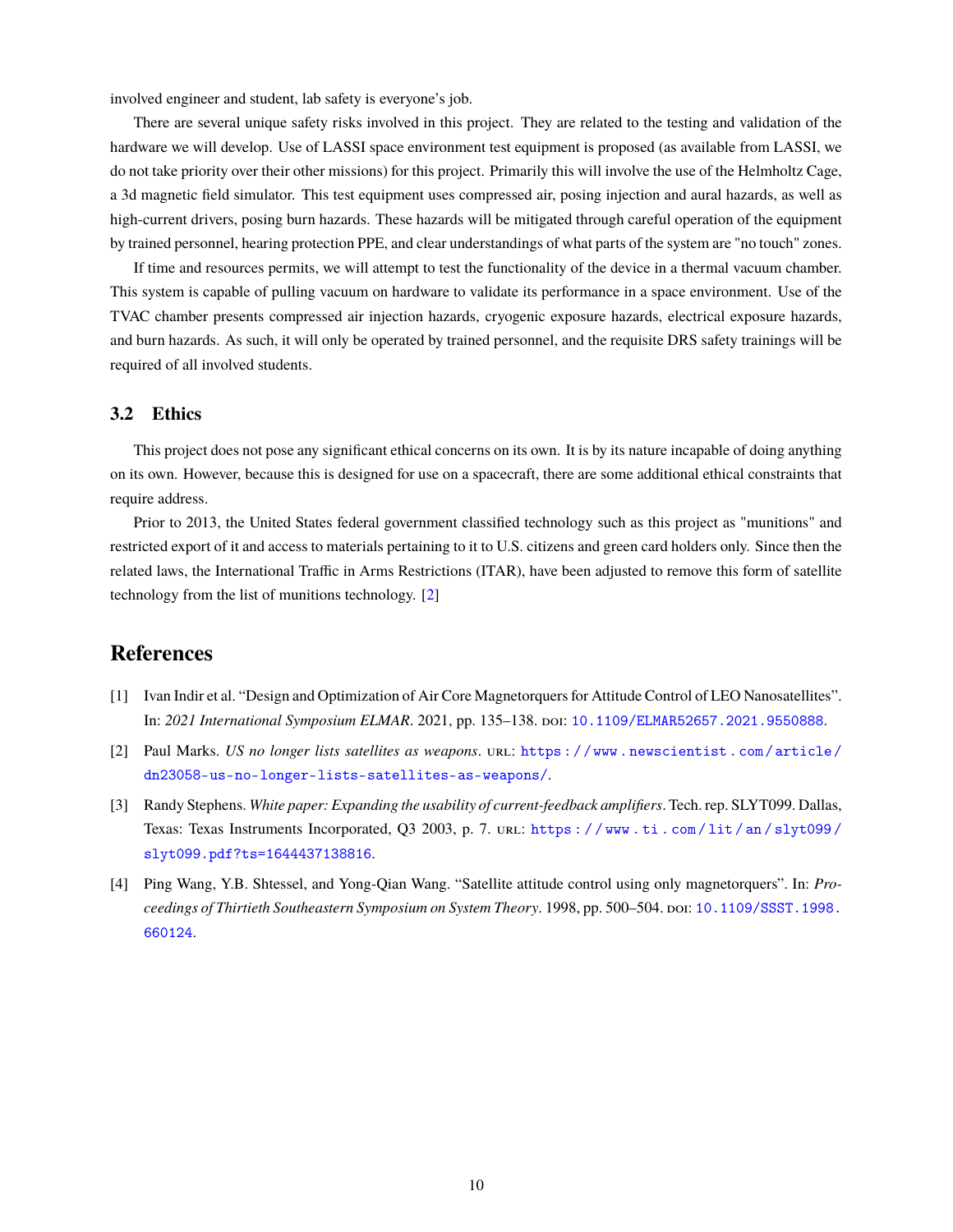involved engineer and student, lab safety is everyone's job.

There are several unique safety risks involved in this project. They are related to the testing and validation of the hardware we will develop. Use of LASSI space environment test equipment is proposed (as available from LASSI, we do not take priority over their other missions) for this project. Primarily this will involve the use of the Helmholtz Cage, a 3d magnetic field simulator. This test equipment uses compressed air, posing injection and aural hazards, as well as high-current drivers, posing burn hazards. These hazards will be mitigated through careful operation of the equipment by trained personnel, hearing protection PPE, and clear understandings of what parts of the system are "no touch" zones.

If time and resources permits, we will attempt to test the functionality of the device in a thermal vacuum chamber. This system is capable of pulling vacuum on hardware to validate its performance in a space environment. Use of the TVAC chamber presents compressed air injection hazards, cryogenic exposure hazards, electrical exposure hazards, and burn hazards. As such, it will only be operated by trained personnel, and the requisite DRS safety trainings will be required of all involved students.

### 3.2 Ethics

This project does not pose any significant ethical concerns on its own. It is by its nature incapable of doing anything on its own. However, because this is designed for use on a spacecraft, there are some additional ethical constraints that require address.

Prior to 2013, the United States federal government classified technology such as this project as "munitions" and restricted export of it and access to materials pertaining to it to U.S. citizens and green card holders only. Since then the related laws, the International Traffic in Arms Restrictions (ITAR), have been adjusted to remove this form of satellite technology from the list of munitions technology. [2]

## References

[1] Ivan Indir et al. "Design and Optimization of Air Core Magnetorquers for Attitude Control of LEO Nanosatellites". In: *2021 International Symposium ELMAR*. 2021, pp. 135–138. DOI: 10.1109/ELMAR52657.2021.9550888.

[2] Paul Marks. *US no longer lists satellites as weapons*. URL: https://www.newscientist.com/article/dn23058-us-no-longer-lists-satellites-as-weapons/.

[3] Randy Stephens. *White paper: Expanding the usability of current-feedback amplifiers*. Tech. rep. SLYT099. Dallas, Texas: Texas Instruments Incorporated, Q3 2003, p. 7. URL: https://www.ti.com/lit/an/slyt099/slyt099.pdf?ts=1644437138816.

[4] Ping Wang, Y.B. Shtessel, and Yong-Qian Wang. "Satellite attitude control using only magnetorquers". In: *Proceedings of Thirtieth Southeastern Symposium on System Theory*. 1998, pp. 500–504. DOI: 10.1109/SSST.1998.660124.